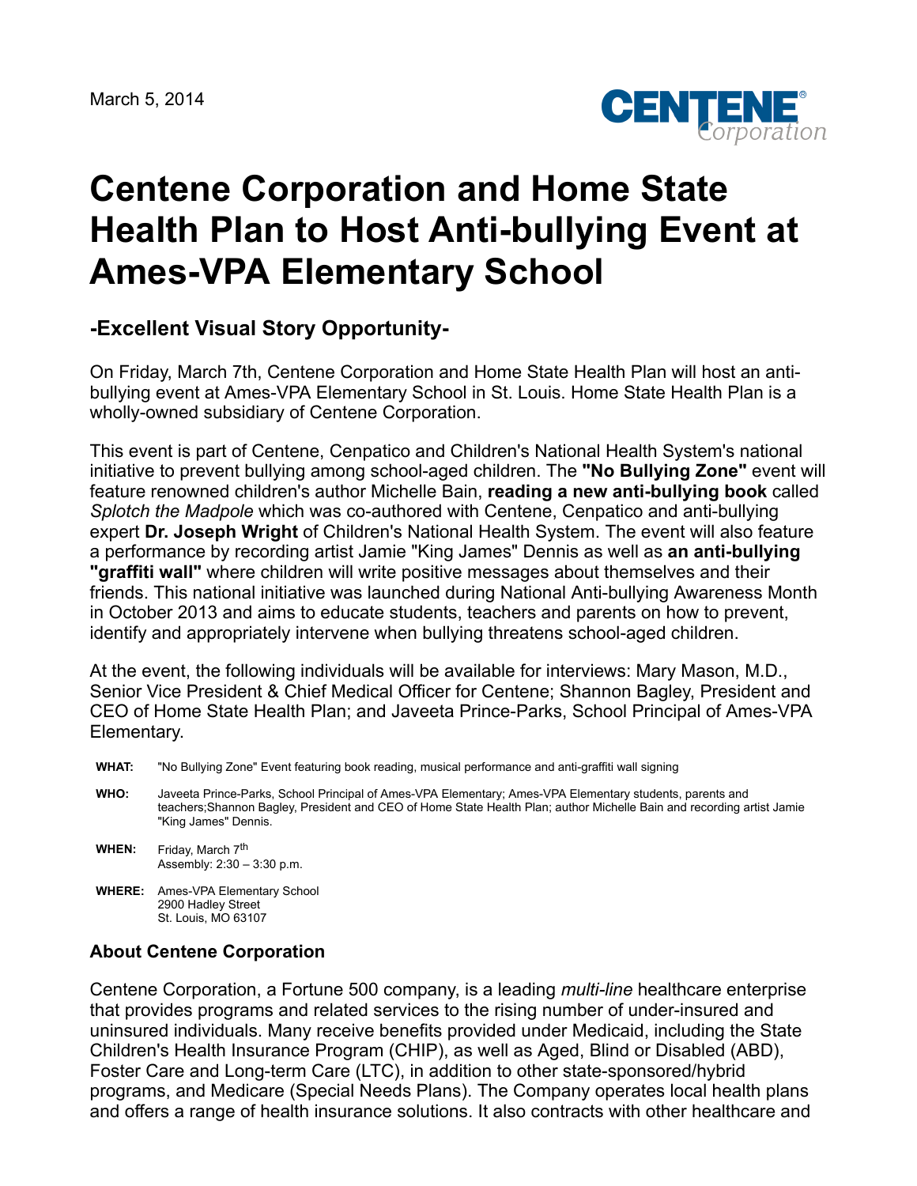March 5, 2014

CENTENE Corporation

# Centene Corporation and Home State Health Plan to Host Anti-bullying Event at Ames-VPA Elementary School

## -Excellent Visual Story Opportunity-

On Friday, March 7th, Centene Corporation and Home State Health Plan will host an anti-bullying event at Ames-VPA Elementary School in St. Louis. Home State Health Plan is a wholly-owned subsidiary of Centene Corporation.

This event is part of Centene, Cenpatico and Children's National Health System's national initiative to prevent bullying among school-aged children. The **"No Bullying Zone"** event will feature renowned children's author Michelle Bain, **reading a new anti-bullying book** called *Splotch the Madpole* which was co-authored with Centene, Cenpatico and anti-bullying expert **Dr. Joseph Wright** of Children's National Health System. The event will also feature a performance by recording artist Jamie "King James" Dennis as well as **an anti-bullying "graffiti wall"** where children will write positive messages about themselves and their friends. This national initiative was launched during National Anti-bullying Awareness Month in October 2013 and aims to educate students, teachers and parents on how to prevent, identify and appropriately intervene when bullying threatens school-aged children.

At the event, the following individuals will be available for interviews: Mary Mason, M.D., Senior Vice President & Chief Medical Officer for Centene; Shannon Bagley, President and CEO of Home State Health Plan; and Javeeta Prince-Parks, School Principal of Ames-VPA Elementary.

**WHAT:** "No Bullying Zone" Event featuring book reading, musical performance and anti-graffiti wall signing

**WHO:** Javeeta Prince-Parks, School Principal of Ames-VPA Elementary; Ames-VPA Elementary students, parents and teachers;Shannon Bagley, President and CEO of Home State Health Plan; author Michelle Bain and recording artist Jamie "King James" Dennis.

**WHEN:** Friday, March 7th
Assembly: 2:30 – 3:30 p.m.

**WHERE:** Ames-VPA Elementary School
2900 Hadley Street
St. Louis, MO 63107

### About Centene Corporation

Centene Corporation, a Fortune 500 company, is a leading *multi-line* healthcare enterprise that provides programs and related services to the rising number of under-insured and uninsured individuals. Many receive benefits provided under Medicaid, including the State Children's Health Insurance Program (CHIP), as well as Aged, Blind or Disabled (ABD), Foster Care and Long-term Care (LTC), in addition to other state-sponsored/hybrid programs, and Medicare (Special Needs Plans). The Company operates local health plans and offers a range of health insurance solutions. It also contracts with other healthcare and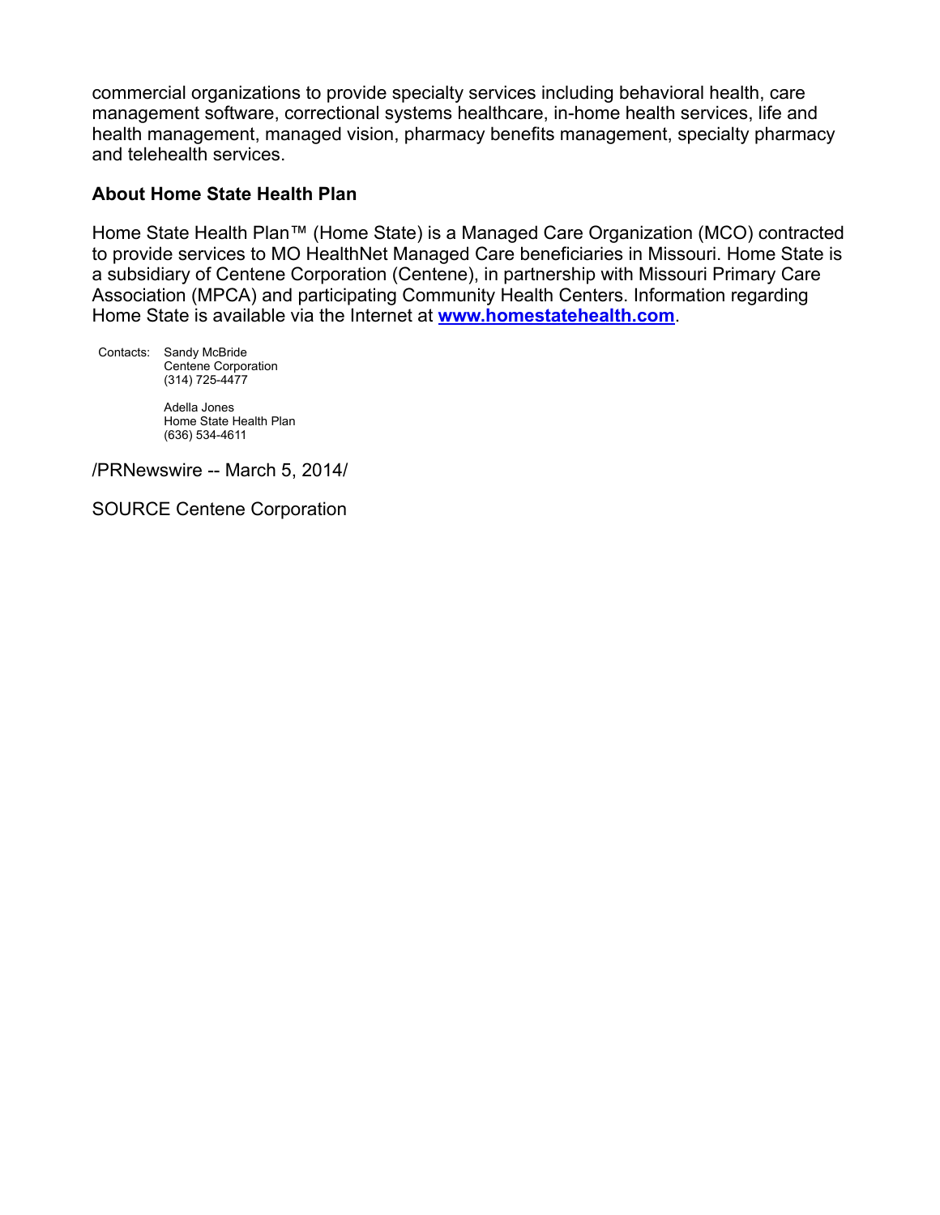commercial organizations to provide specialty services including behavioral health, care management software, correctional systems healthcare, in-home health services, life and health management, managed vision, pharmacy benefits management, specialty pharmacy and telehealth services.

### About Home State Health Plan

Home State Health Plan™ (Home State) is a Managed Care Organization (MCO) contracted to provide services to MO HealthNet Managed Care beneficiaries in Missouri. Home State is a subsidiary of Centene Corporation (Centene), in partnership with Missouri Primary Care Association (MPCA) and participating Community Health Centers. Information regarding Home State is available via the Internet at **www.homestatehealth.com**.

Contacts: Sandy McBride
Centene Corporation
(314) 725-4477

Adella Jones
Home State Health Plan
(636) 534-4611

/PRNewswire -- March 5, 2014/

SOURCE Centene Corporation